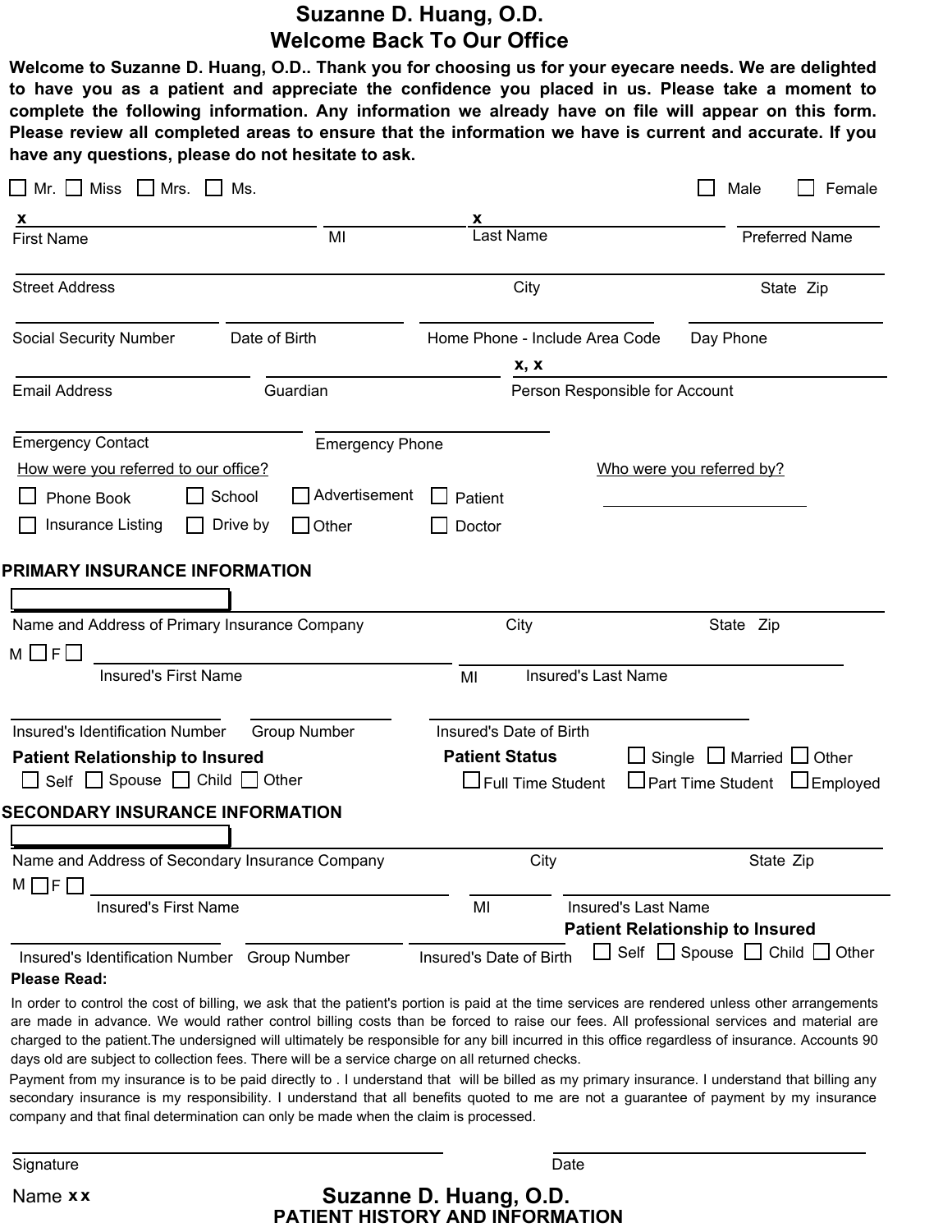# Suzanne D. Huang, O.D.

## Welcome Back To Our Office

**Welcome to Suzanne D. Huang, O.D.. Thank you for choosing us for your eyecare needs. We are delighted to have you as a patient and appreciate the confidence you placed in us. Please take a moment to complete the following information. Any information we already have on file will appear on this form. Please review all completed areas to ensure that the information we have is current and accurate. If you have any questions, please do not hesitate to ask.**

☐ Mr. ☐ Miss ☐ Mrs. ☐ Ms. ☐ Male ☐ Female

First Name: x
MI:
Last Name: x
Preferred Name:

Street Address:
City:
State Zip:

Social Security Number:
Date of Birth:
Home Phone - Include Area Code:
Day Phone:

Email Address:
Guardian:
Person Responsible for Account: x, x

Emergency Contact:
Emergency Phone:

How were you referred to our office?

☐ Phone Book ☐ School ☐ Advertisement ☐ Patient
☐ Insurance Listing ☐ Drive by ☐ Other ☐ Doctor

Who were you referred by?

## PRIMARY INSURANCE INFORMATION

Name and Address of Primary Insurance Company:
City:
State Zip:

M ☐ F ☐
Insured's First Name:
MI:
Insured's Last Name:

Insured's Identification Number:
Group Number:
Insured's Date of Birth:

**Patient Relationship to Insured**
☐ Self ☐ Spouse ☐ Child ☐ Other

**Patient Status**
☐ Single ☐ Married ☐ Other
☐ Full Time Student ☐ Part Time Student ☐ Employed

## SECONDARY INSURANCE INFORMATION

Name and Address of Secondary Insurance Company:
City:
State Zip:

M ☐ F ☐
Insured's First Name:
MI:
Insured's Last Name:

Insured's Identification Number:
Group Number:
Insured's Date of Birth:

**Patient Relationship to Insured**
☐ Self ☐ Spouse ☐ Child ☐ Other

**Please Read:**

In order to control the cost of billing, we ask that the patient's portion is paid at the time services are rendered unless other arrangements are made in advance. We would rather control billing costs than be forced to raise our fees. All professional services and material are charged to the patient.The undersigned will ultimately be responsible for any bill incurred in this office regardless of insurance. Accounts 90 days old are subject to collection fees. There will be a service charge on all returned checks.

Payment from my insurance is to be paid directly to . I understand that will be billed as my primary insurance. I understand that billing any secondary insurance is my responsibility. I understand that all benefits quoted to me are not a guarantee of payment by my insurance company and that final determination can only be made when the claim is processed.

Signature:
Date:

Name x x

# Suzanne D. Huang, O.D.

## PATIENT HISTORY AND INFORMATION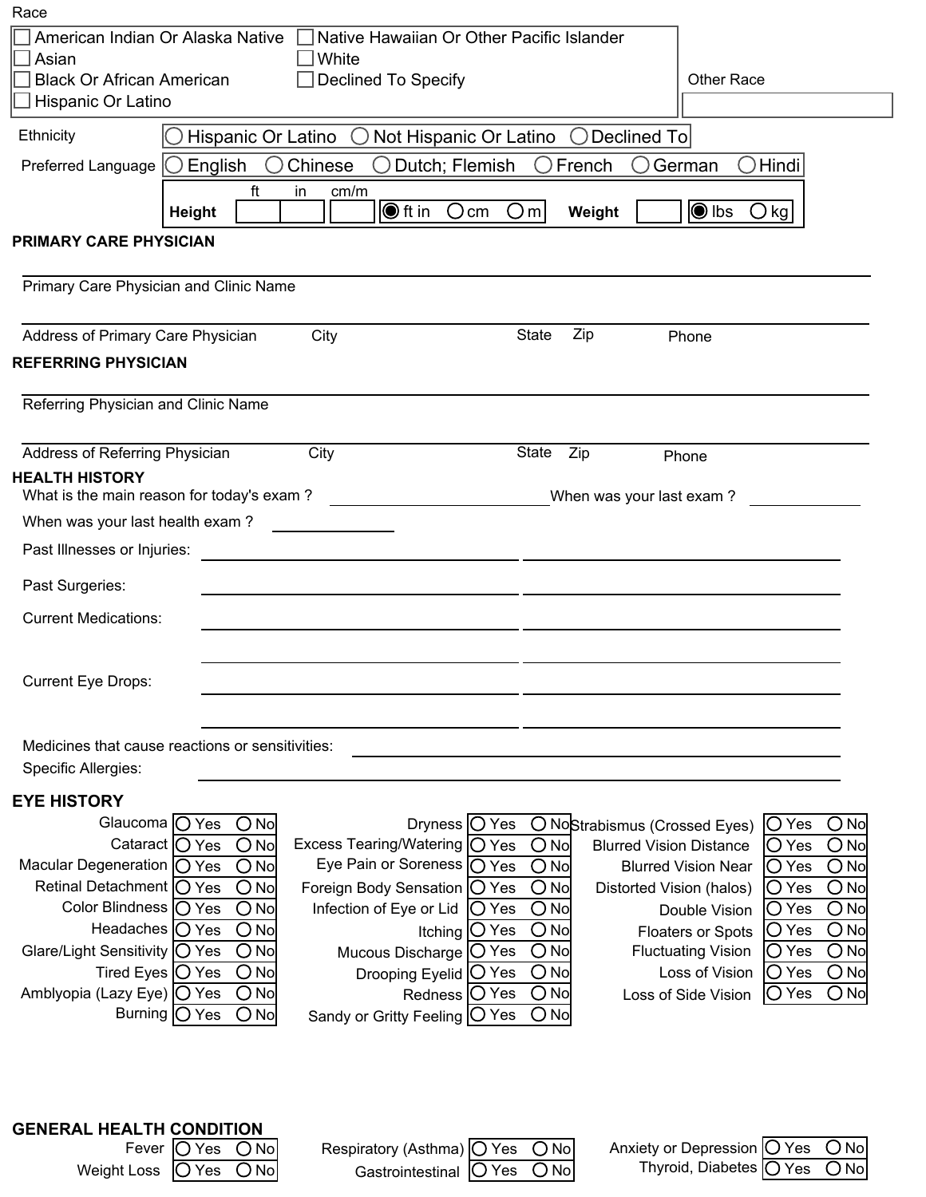Race

- ☐ American Indian Or Alaska Native
- ☐ Asian
- ☐ Black Or African American
- ☐ Hispanic Or Latino
- ☐ Native Hawaiian Or Other Pacific Islander
- ☐ White
- ☐ Declined To Specify

Other Race ____________

Ethnicity: ○ Hispanic Or Latino ○ Not Hispanic Or Latino ○ Declined To

Preferred Language: ○ English ○ Chinese ○ Dutch; Flemish ○ French ○ German ○ Hindi

**Height** ____ ft ____ in ____ cm/m ◉ ft in ○ cm ○ m **Weight** ____ ◉ lbs ○ kg

## PRIMARY CARE PHYSICIAN

Primary Care Physician and Clinic Name ____________

Address of Primary Care Physician ____ City ____ State ____ Zip ____ Phone ____

## REFERRING PHYSICIAN

Referring Physician and Clinic Name ____________

Address of Referring Physician ____ City ____ State ____ Zip ____ Phone ____

## HEALTH HISTORY

What is the main reason for today's exam ? ____________ When was your last exam ? ____________

When was your last health exam ? ____________

Past Illnesses or Injuries: ____________

Past Surgeries: ____________

Current Medications: ____________

Current Eye Drops: ____________

Medicines that cause reactions or sensitivities: ____________

Specific Allergies: ____________

## EYE HISTORY

| Condition | Yes | No | Condition | Yes | No | Condition | Yes | No |
|---|---|---|---|---|---|---|---|---|
| Glaucoma | ○ | ○ | Dryness | ○ | ○ | Strabismus (Crossed Eyes) | ○ | ○ |
| Cataract | ○ | ○ | Excess Tearing/Watering | ○ | ○ | Blurred Vision Distance | ○ | ○ |
| Macular Degeneration | ○ | ○ | Eye Pain or Soreness | ○ | ○ | Blurred Vision Near | ○ | ○ |
| Retinal Detachment | ○ | ○ | Foreign Body Sensation | ○ | ○ | Distorted Vision (halos) | ○ | ○ |
| Color Blindness | ○ | ○ | Infection of Eye or Lid | ○ | ○ | Double Vision | ○ | ○ |
| Headaches | ○ | ○ | Itching | ○ | ○ | Floaters or Spots | ○ | ○ |
| Glare/Light Sensitivity | ○ | ○ | Mucous Discharge | ○ | ○ | Fluctuating Vision | ○ | ○ |
| Tired Eyes | ○ | ○ | Drooping Eyelid | ○ | ○ | Loss of Vision | ○ | ○ |
| Amblyopia (Lazy Eye) | ○ | ○ | Redness | ○ | ○ | Loss of Side Vision | ○ | ○ |
| Burning | ○ | ○ | Sandy or Gritty Feeling | ○ | ○ | | | |

## GENERAL HEALTH CONDITION

| Condition | Yes | No | Condition | Yes | No | Condition | Yes | No |
|---|---|---|---|---|---|---|---|---|
| Fever | ○ | ○ | Respiratory (Asthma) | ○ | ○ | Anxiety or Depression | ○ | ○ |
| Weight Loss | ○ | ○ | Gastrointestinal | ○ | ○ | Thyroid, Diabetes | ○ | ○ |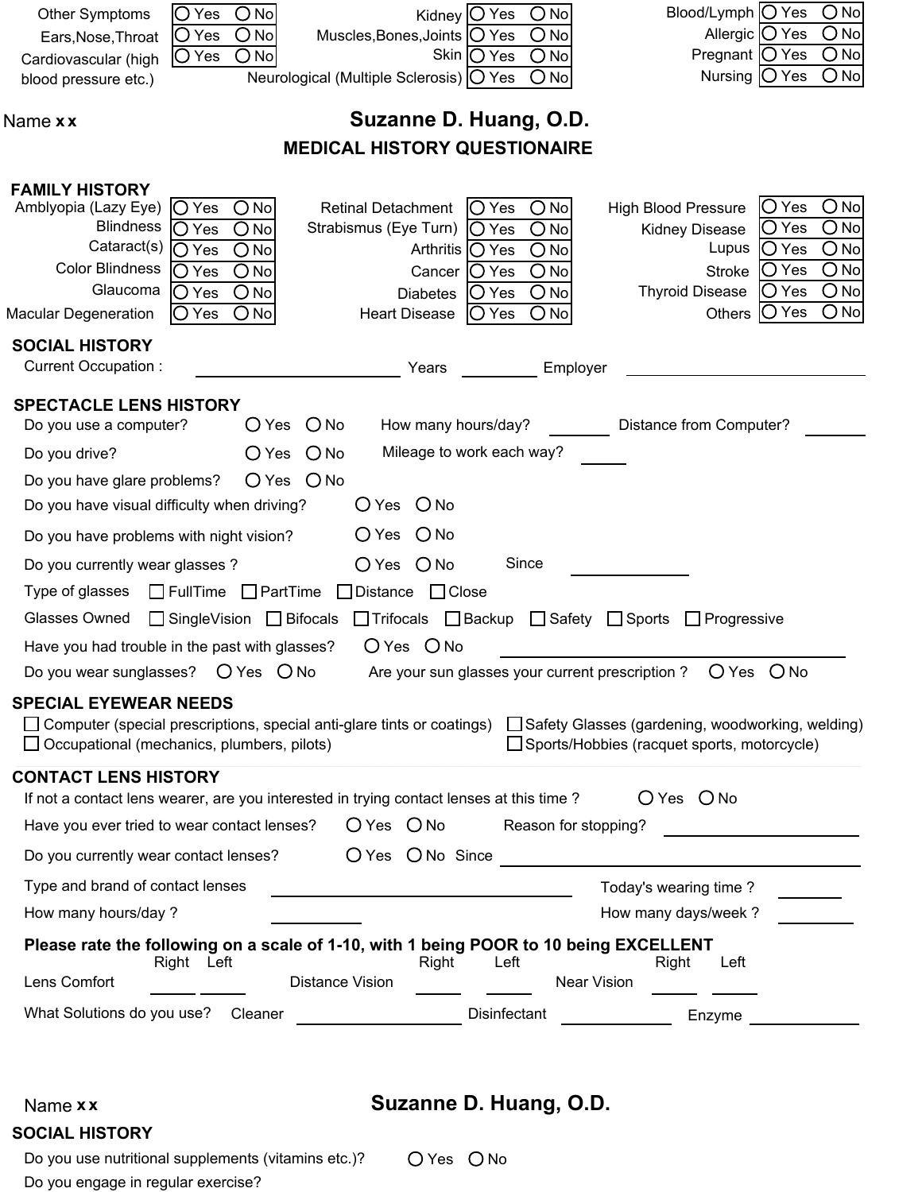| | | | | | |
|---|---|---|---|---|---|
| Other Symptoms | ○ Yes ○ No | Kidney | ○ Yes ○ No | Blood/Lymph | ○ Yes ○ No |
| Ears,Nose,Throat | ○ Yes ○ No | Muscles,Bones,Joints | ○ Yes ○ No | Allergic | ○ Yes ○ No |
| Cardiovascular (high blood pressure etc.) | ○ Yes ○ No | Skin | ○ Yes ○ No | Pregnant | ○ Yes ○ No |
| | | Neurological (Multiple Sclerosis) | ○ Yes ○ No | Nursing | ○ Yes ○ No |

Name **x x**

# Suzanne D. Huang, O.D.

## MEDICAL HISTORY QUESTIONAIRE

### FAMILY HISTORY

| | | | | | |
|---|---|---|---|---|---|
| Amblyopia (Lazy Eye) | ○ Yes ○ No | Retinal Detachment | ○ Yes ○ No | High Blood Pressure | ○ Yes ○ No |
| Blindness | ○ Yes ○ No | Strabismus (Eye Turn) | ○ Yes ○ No | Kidney Disease | ○ Yes ○ No |
| Cataract(s) | ○ Yes ○ No | Arthritis | ○ Yes ○ No | Lupus | ○ Yes ○ No |
| Color Blindness | ○ Yes ○ No | Cancer | ○ Yes ○ No | Stroke | ○ Yes ○ No |
| Glaucoma | ○ Yes ○ No | Diabetes | ○ Yes ○ No | Thyroid Disease | ○ Yes ○ No |
| Macular Degeneration | ○ Yes ○ No | Heart Disease | ○ Yes ○ No | Others | ○ Yes ○ No |

### SOCIAL HISTORY

Current Occupation : ____________ Years ______ Employer ____________

### SPECTACLE LENS HISTORY

Do you use a computer? ○ Yes ○ No How many hours/day? ______ Distance from Computer? ______

Do you drive? ○ Yes ○ No Mileage to work each way? ______

Do you have glare problems? ○ Yes ○ No

Do you have visual difficulty when driving? ○ Yes ○ No

Do you have problems with night vision? ○ Yes ○ No

Do you currently wear glasses ? ○ Yes ○ No Since ____________

Type of glasses ☐ FullTime ☐ PartTime ☐ Distance ☐ Close

Glasses Owned ☐ SingleVision ☐ Bifocals ☐ Trifocals ☐ Backup ☐ Safety ☐ Sports ☐ Progressive

Have you had trouble in the past with glasses? ○ Yes ○ No ____________

Do you wear sunglasses? ○ Yes ○ No Are your sun glasses your current prescription ? ○ Yes ○ No

### SPECIAL EYEWEAR NEEDS

☐ Computer (special prescriptions, special anti-glare tints or coatings) ☐ Safety Glasses (gardening, woodworking, welding)

☐ Occupational (mechanics, plumbers, pilots) ☐ Sports/Hobbies (racquet sports, motorcycle)

### CONTACT LENS HISTORY

If not a contact lens wearer, are you interested in trying contact lenses at this time ? ○ Yes ○ No

Have you ever tried to wear contact lenses? ○ Yes ○ No Reason for stopping? ____________

Do you currently wear contact lenses? ○ Yes ○ No Since ____________

Type and brand of contact lenses ____________ Today's wearing time ? ______

How many hours/day ? ______ How many days/week ? ______

**Please rate the following on a scale of 1-10, with 1 being POOR to 10 being EXCELLENT**

| | Right | Left | | Right | Left | | Right | Left |
|---|---|---|---|---|---|---|---|---|
| Lens Comfort | ____ | ____ | Distance Vision | ____ | ____ | Near Vision | ____ | ____ |

What Solutions do you use? Cleaner ____________ Disinfectant ____________ Enzyme ____________

Name **x x**

# Suzanne D. Huang, O.D.

### SOCIAL HISTORY

Do you use nutritional supplements (vitamins etc.)? ○ Yes ○ No

Do you engage in regular exercise?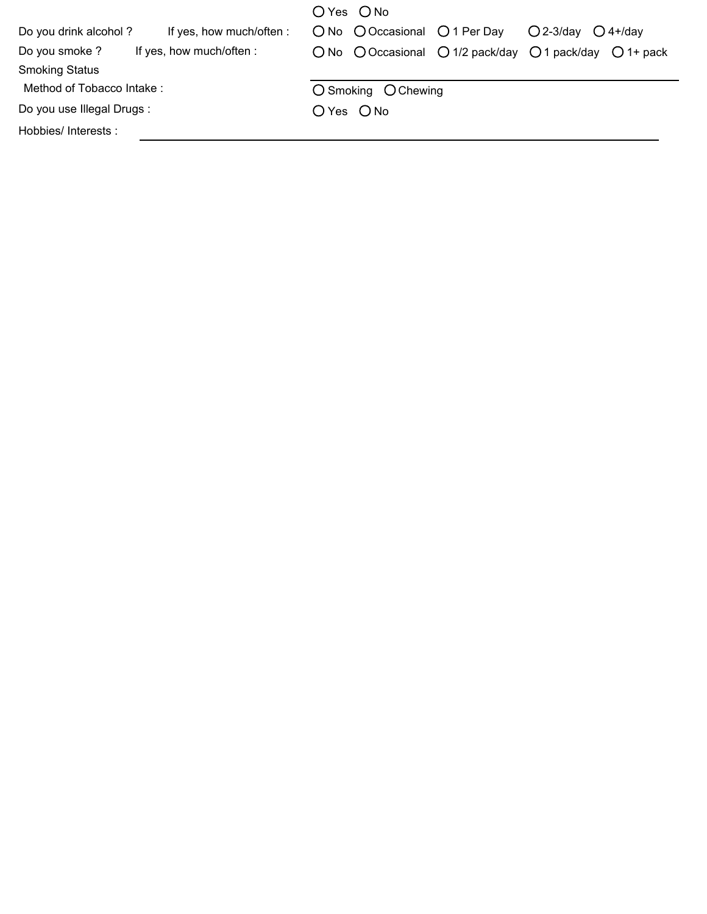○ Yes ○ No

Do you drink alcohol ? If yes, how much/often : ○ No ○ Occasional ○ 1 Per Day ○ 2-3/day ○ 4+/day

Do you smoke ? If yes, how much/often : ○ No ○ Occasional ○ 1/2 pack/day ○ 1 pack/day ○ 1+ pack

Smoking Status ______________________________

Method of Tobacco Intake : ○ Smoking ○ Chewing

Do you use Illegal Drugs : ○ Yes ○ No

Hobbies/ Interests : ______________________________